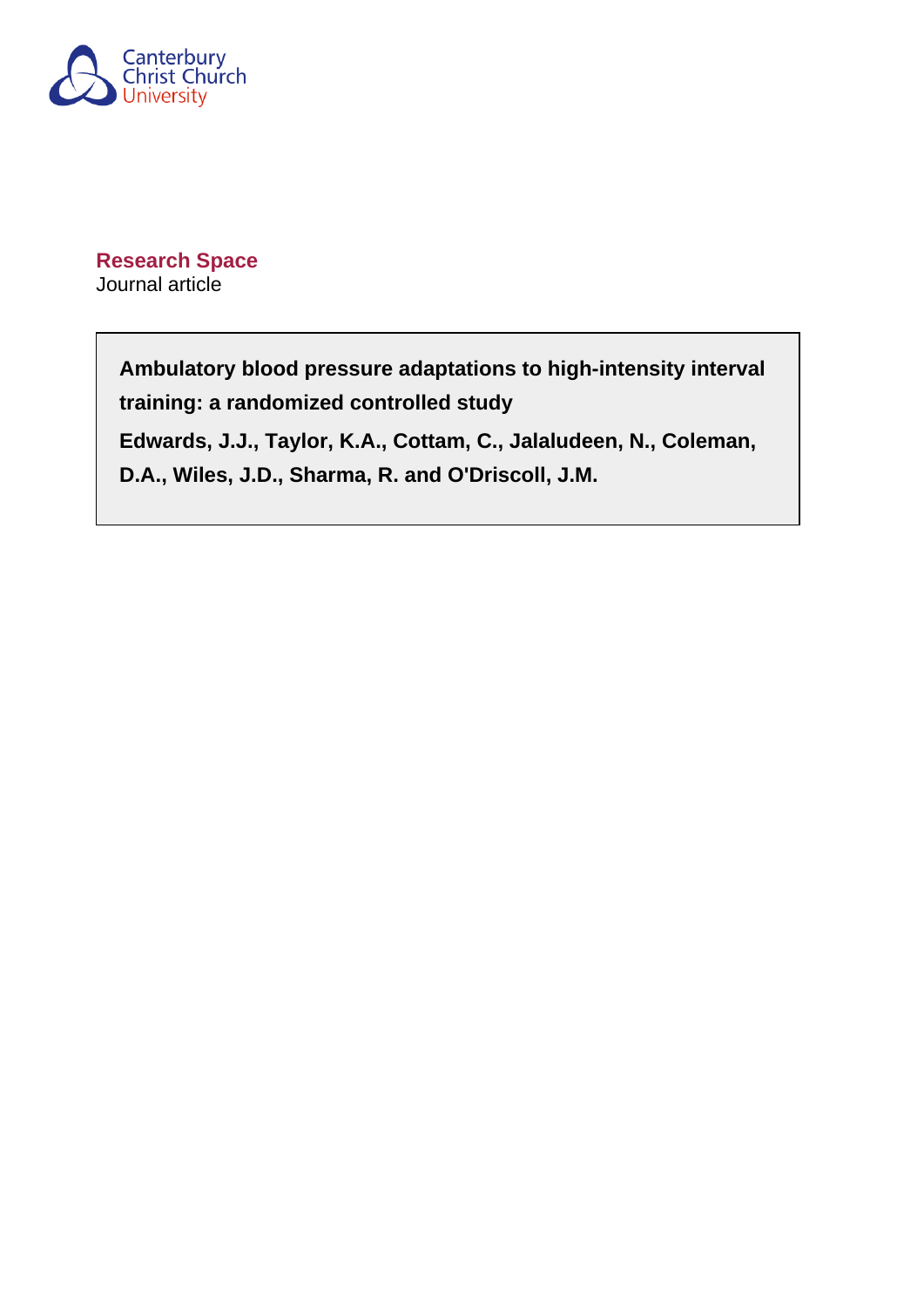Canterbury Christ Church University

**Research Space**

Journal article

**Ambulatory blood pressure adaptations to high-intensity interval training: a randomized controlled study**

**Edwards, J.J., Taylor, K.A., Cottam, C., Jalaludeen, N., Coleman, D.A., Wiles, J.D., Sharma, R. and O'Driscoll, J.M.**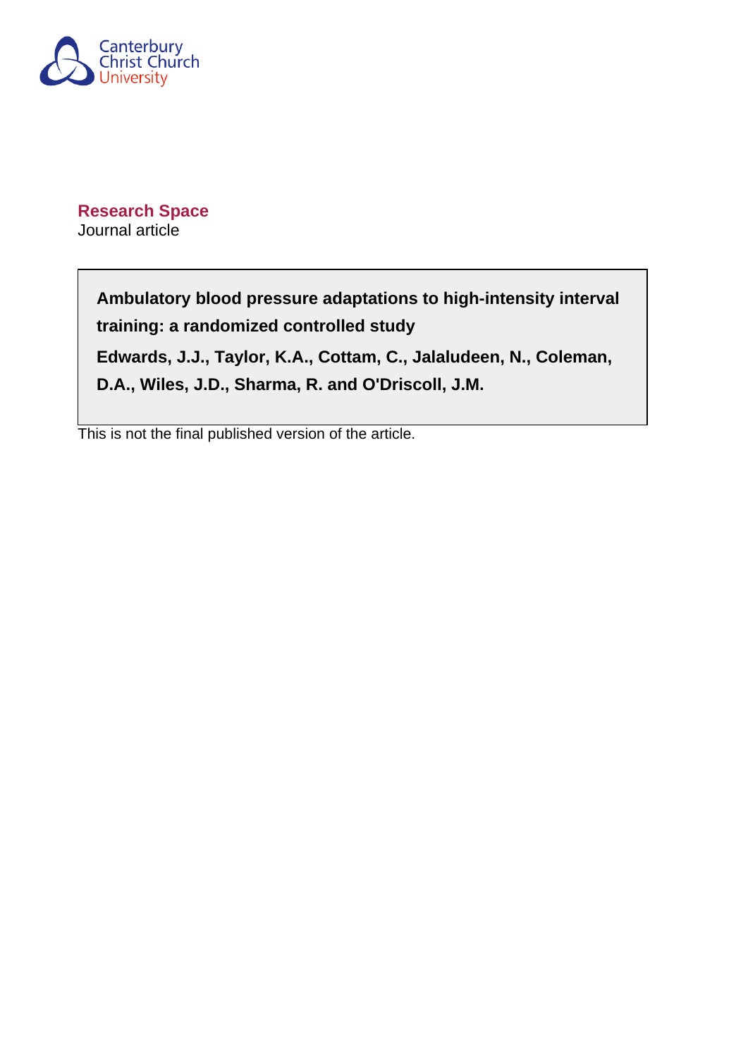Canterbury Christ Church University

**Research Space**

Journal article

**Ambulatory blood pressure adaptations to high-intensity interval training: a randomized controlled study**

**Edwards, J.J., Taylor, K.A., Cottam, C., Jalaludeen, N., Coleman, D.A., Wiles, J.D., Sharma, R. and O'Driscoll, J.M.**

This is not the final published version of the article.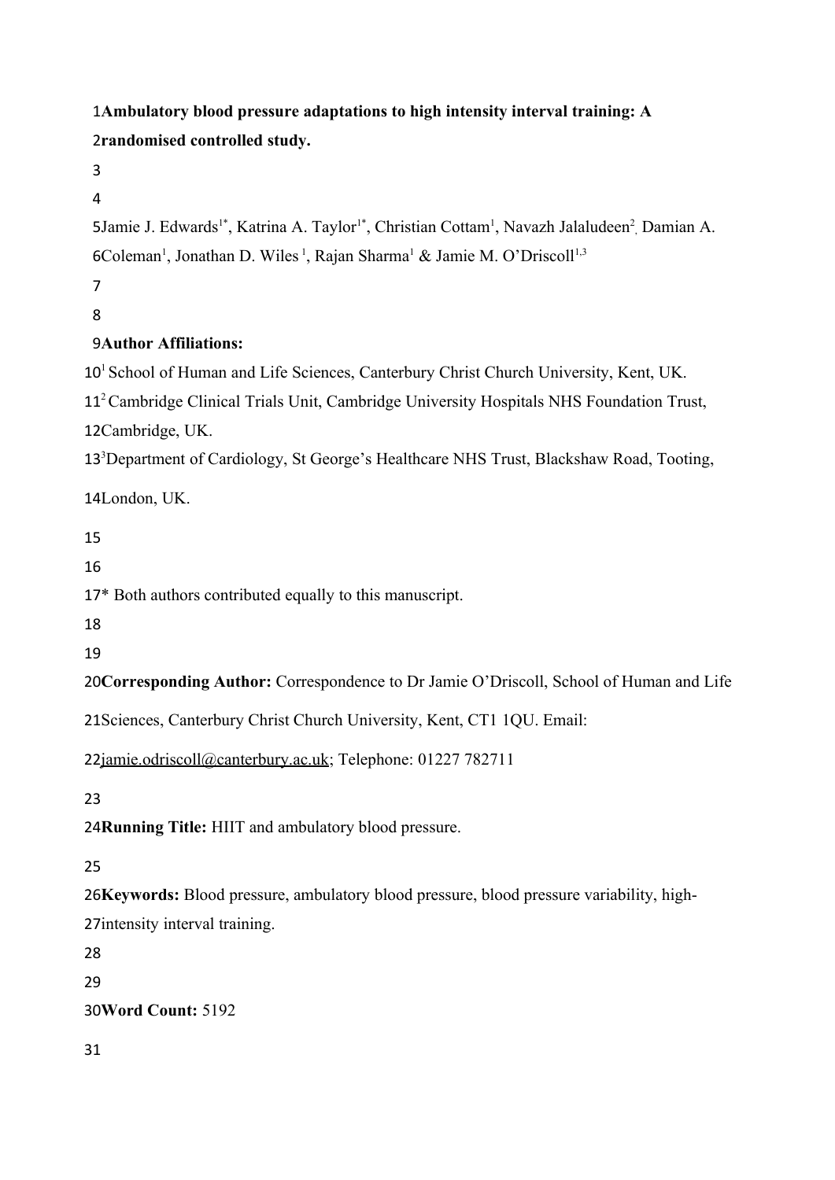**Ambulatory blood pressure adaptations to high intensity interval training: A randomised controlled study.**

Jamie J. Edwards[1*], Katrina A. Taylor[1*], Christian Cottam[1], Navazh Jalaludeen[2], Damian A. Coleman[1], Jonathan D. Wiles[1], Rajan Sharma[1] & Jamie M. O'Driscoll[1,3]

**Author Affiliations:**

[1] School of Human and Life Sciences, Canterbury Christ Church University, Kent, UK.

[2] Cambridge Clinical Trials Unit, Cambridge University Hospitals NHS Foundation Trust, Cambridge, UK.

[3] Department of Cardiology, St George's Healthcare NHS Trust, Blackshaw Road, Tooting, London, UK.

\* Both authors contributed equally to this manuscript.

**Corresponding Author:** Correspondence to Dr Jamie O'Driscoll, School of Human and Life Sciences, Canterbury Christ Church University, Kent, CT1 1QU. Email: jamie.odriscoll@canterbury.ac.uk; Telephone: 01227 782711

**Running Title:** HIIT and ambulatory blood pressure.

**Keywords:** Blood pressure, ambulatory blood pressure, blood pressure variability, high-intensity interval training.

**Word Count:** 5192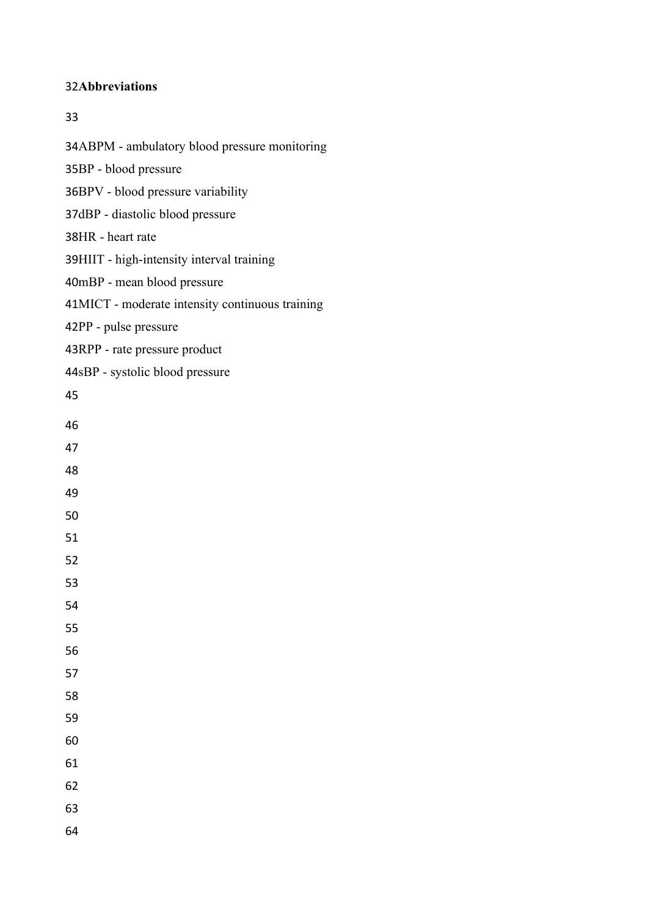## Abbreviations

ABPM - ambulatory blood pressure monitoring
BP - blood pressure
BPV - blood pressure variability
dBP - diastolic blood pressure
HR - heart rate
HIIT - high-intensity interval training
mBP - mean blood pressure
MICT - moderate intensity continuous training
PP - pulse pressure
RPP - rate pressure product
sBP - systolic blood pressure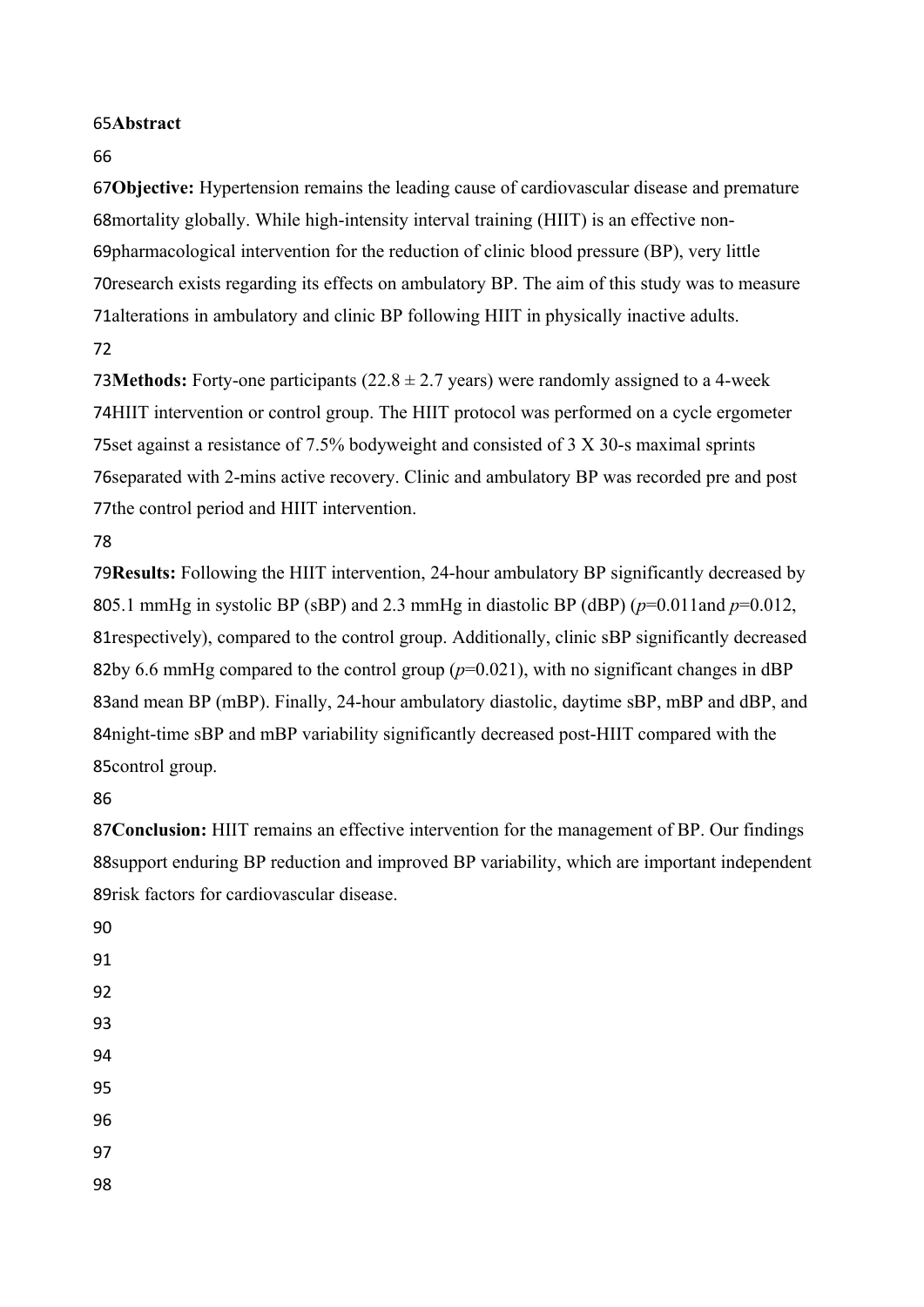**Abstract**

**Objective:** Hypertension remains the leading cause of cardiovascular disease and premature mortality globally. While high-intensity interval training (HIIT) is an effective non-pharmacological intervention for the reduction of clinic blood pressure (BP), very little research exists regarding its effects on ambulatory BP. The aim of this study was to measure alterations in ambulatory and clinic BP following HIIT in physically inactive adults.

**Methods:** Forty-one participants (22.8 ± 2.7 years) were randomly assigned to a 4-week HIIT intervention or control group. The HIIT protocol was performed on a cycle ergometer set against a resistance of 7.5% bodyweight and consisted of 3 X 30-s maximal sprints separated with 2-mins active recovery. Clinic and ambulatory BP was recorded pre and post the control period and HIIT intervention.

**Results:** Following the HIIT intervention, 24-hour ambulatory BP significantly decreased by 5.1 mmHg in systolic BP (sBP) and 2.3 mmHg in diastolic BP (dBP) ($p$=0.011and $p$=0.012, respectively), compared to the control group. Additionally, clinic sBP significantly decreased by 6.6 mmHg compared to the control group ($p$=0.021), with no significant changes in dBP and mean BP (mBP). Finally, 24-hour ambulatory diastolic, daytime sBP, mBP and dBP, and night-time sBP and mBP variability significantly decreased post-HIIT compared with the control group.

**Conclusion:** HIIT remains an effective intervention for the management of BP. Our findings support enduring BP reduction and improved BP variability, which are important independent risk factors for cardiovascular disease.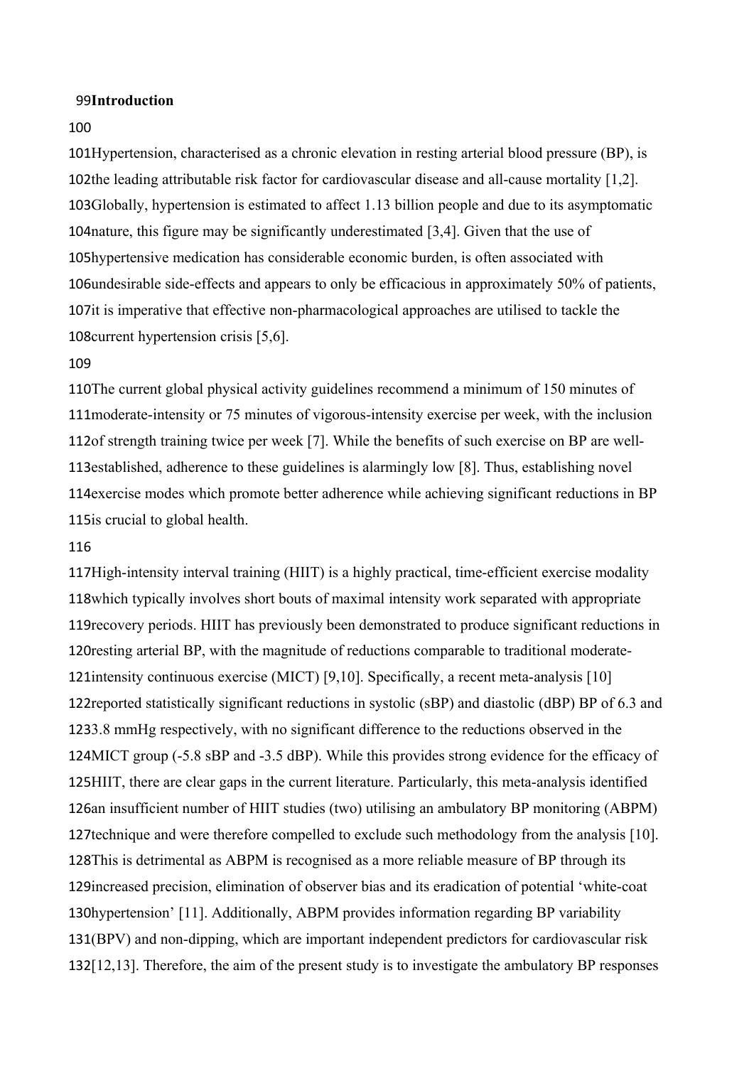# Introduction

Hypertension, characterised as a chronic elevation in resting arterial blood pressure (BP), is the leading attributable risk factor for cardiovascular disease and all-cause mortality [1,2]. Globally, hypertension is estimated to affect 1.13 billion people and due to its asymptomatic nature, this figure may be significantly underestimated [3,4]. Given that the use of hypertensive medication has considerable economic burden, is often associated with undesirable side-effects and appears to only be efficacious in approximately 50% of patients, it is imperative that effective non-pharmacological approaches are utilised to tackle the current hypertension crisis [5,6].

The current global physical activity guidelines recommend a minimum of 150 minutes of moderate-intensity or 75 minutes of vigorous-intensity exercise per week, with the inclusion of strength training twice per week [7]. While the benefits of such exercise on BP are well-established, adherence to these guidelines is alarmingly low [8]. Thus, establishing novel exercise modes which promote better adherence while achieving significant reductions in BP is crucial to global health.

High-intensity interval training (HIIT) is a highly practical, time-efficient exercise modality which typically involves short bouts of maximal intensity work separated with appropriate recovery periods. HIIT has previously been demonstrated to produce significant reductions in resting arterial BP, with the magnitude of reductions comparable to traditional moderate-intensity continuous exercise (MICT) [9,10]. Specifically, a recent meta-analysis [10] reported statistically significant reductions in systolic (sBP) and diastolic (dBP) BP of 6.3 and 3.8 mmHg respectively, with no significant difference to the reductions observed in the MICT group (-5.8 sBP and -3.5 dBP). While this provides strong evidence for the efficacy of HIIT, there are clear gaps in the current literature. Particularly, this meta-analysis identified an insufficient number of HIIT studies (two) utilising an ambulatory BP monitoring (ABPM) technique and were therefore compelled to exclude such methodology from the analysis [10]. This is detrimental as ABPM is recognised as a more reliable measure of BP through its increased precision, elimination of observer bias and its eradication of potential 'white-coat hypertension' [11]. Additionally, ABPM provides information regarding BP variability (BPV) and non-dipping, which are important independent predictors for cardiovascular risk [12,13]. Therefore, the aim of the present study is to investigate the ambulatory BP responses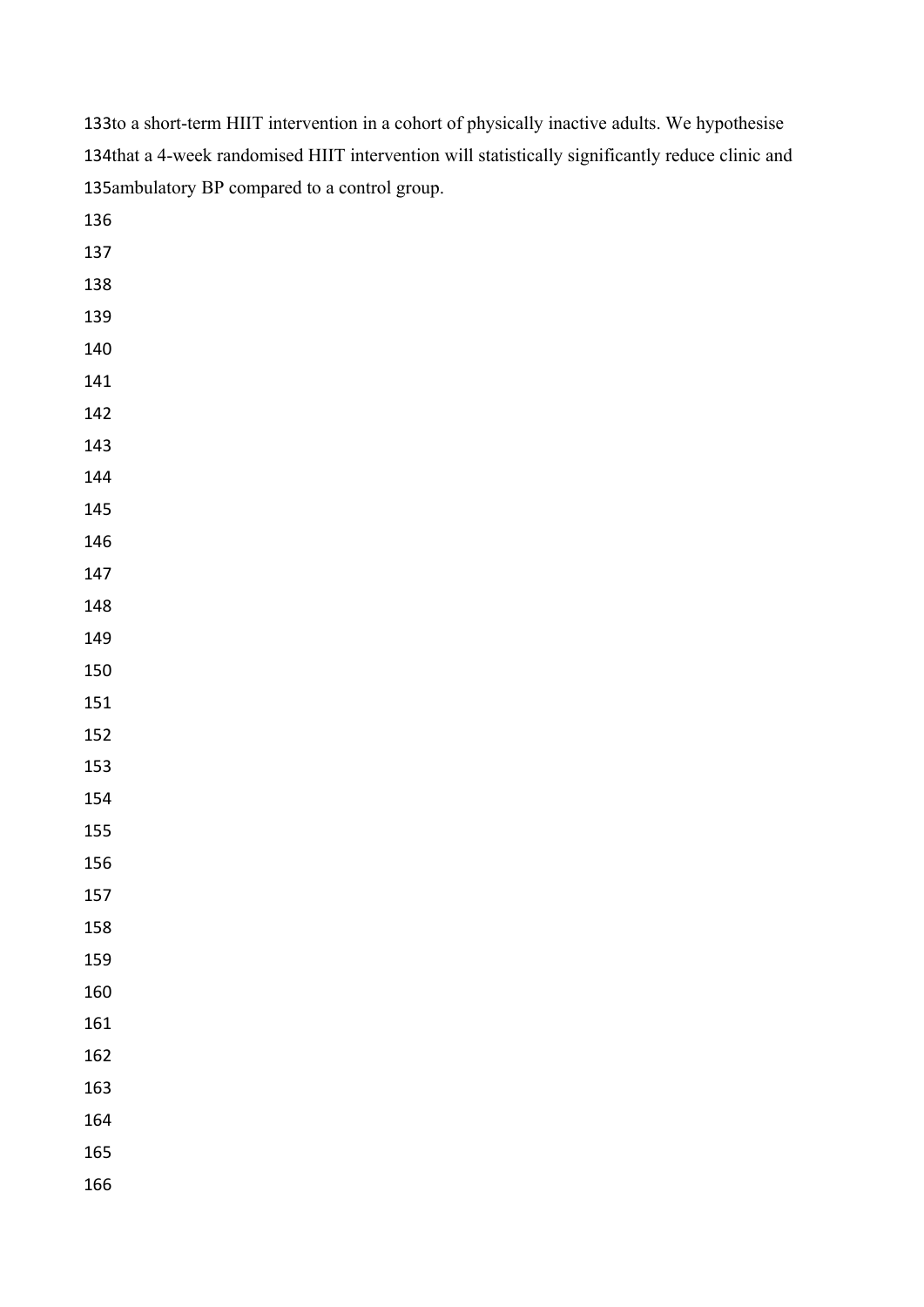to a short-term HIIT intervention in a cohort of physically inactive adults. We hypothesise that a 4-week randomised HIIT intervention will statistically significantly reduce clinic and ambulatory BP compared to a control group.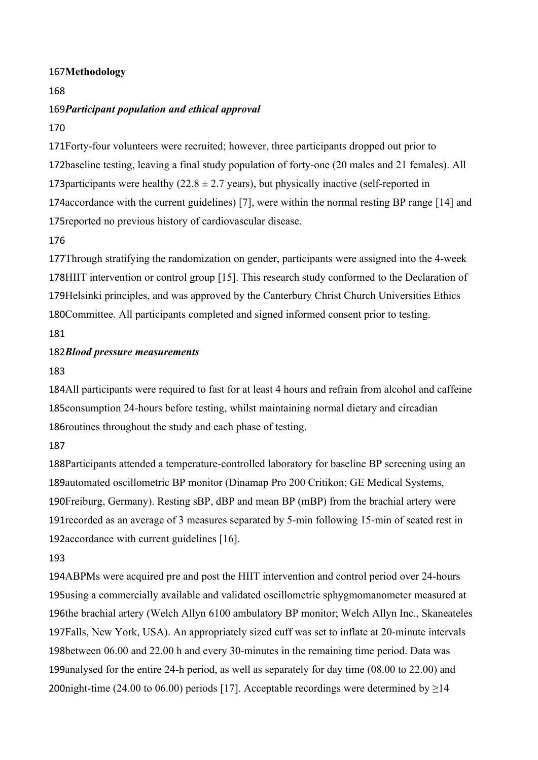# Methodology

## *Participant population and ethical approval*

Forty-four volunteers were recruited; however, three participants dropped out prior to baseline testing, leaving a final study population of forty-one (20 males and 21 females). All participants were healthy ($22.8 \pm 2.7$ years), but physically inactive (self-reported in accordance with the current guidelines) [7], were within the normal resting BP range [14] and reported no previous history of cardiovascular disease.

Through stratifying the randomization on gender, participants were assigned into the 4-week HIIT intervention or control group [15]. This research study conformed to the Declaration of Helsinki principles, and was approved by the Canterbury Christ Church Universities Ethics Committee. All participants completed and signed informed consent prior to testing.

## *Blood pressure measurements*

All participants were required to fast for at least 4 hours and refrain from alcohol and caffeine consumption 24-hours before testing, whilst maintaining normal dietary and circadian routines throughout the study and each phase of testing.

Participants attended a temperature-controlled laboratory for baseline BP screening using an automated oscillometric BP monitor (Dinamap Pro 200 Critikon; GE Medical Systems, Freiburg, Germany). Resting sBP, dBP and mean BP (mBP) from the brachial artery were recorded as an average of 3 measures separated by 5-min following 15-min of seated rest in accordance with current guidelines [16].

ABPMs were acquired pre and post the HIIT intervention and control period over 24-hours using a commercially available and validated oscillometric sphygmomanometer measured at the brachial artery (Welch Allyn 6100 ambulatory BP monitor; Welch Allyn Inc., Skaneateles Falls, New York, USA). An appropriately sized cuff was set to inflate at 20-minute intervals between 06.00 and 22.00 h and every 30-minutes in the remaining time period. Data was analysed for the entire 24-h period, as well as separately for day time (08.00 to 22.00) and night-time (24.00 to 06.00) periods [17]. Acceptable recordings were determined by ≥14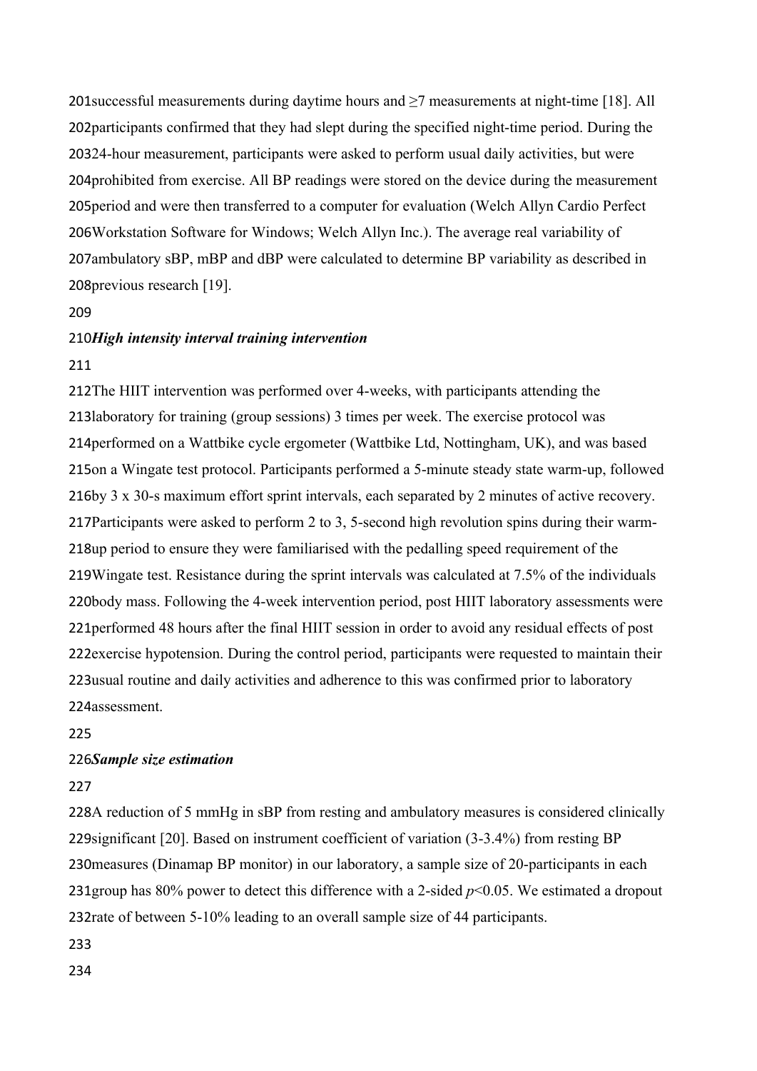successful measurements during daytime hours and ≥7 measurements at night-time [18]. All participants confirmed that they had slept during the specified night-time period. During the 24-hour measurement, participants were asked to perform usual daily activities, but were prohibited from exercise. All BP readings were stored on the device during the measurement period and were then transferred to a computer for evaluation (Welch Allyn Cardio Perfect Workstation Software for Windows; Welch Allyn Inc.). The average real variability of ambulatory sBP, mBP and dBP were calculated to determine BP variability as described in previous research [19].

***High intensity interval training intervention***

The HIIT intervention was performed over 4-weeks, with participants attending the laboratory for training (group sessions) 3 times per week. The exercise protocol was performed on a Wattbike cycle ergometer (Wattbike Ltd, Nottingham, UK), and was based on a Wingate test protocol. Participants performed a 5-minute steady state warm-up, followed by 3 x 30-s maximum effort sprint intervals, each separated by 2 minutes of active recovery. Participants were asked to perform 2 to 3, 5-second high revolution spins during their warm-up period to ensure they were familiarised with the pedalling speed requirement of the Wingate test. Resistance during the sprint intervals was calculated at 7.5% of the individuals body mass. Following the 4-week intervention period, post HIIT laboratory assessments were performed 48 hours after the final HIIT session in order to avoid any residual effects of post exercise hypotension. During the control period, participants were requested to maintain their usual routine and daily activities and adherence to this was confirmed prior to laboratory assessment.

***Sample size estimation***

A reduction of 5 mmHg in sBP from resting and ambulatory measures is considered clinically significant [20]. Based on instrument coefficient of variation (3-3.4%) from resting BP measures (Dinamap BP monitor) in our laboratory, a sample size of 20-participants in each group has 80% power to detect this difference with a 2-sided $p$<0.05. We estimated a dropout rate of between 5-10% leading to an overall sample size of 44 participants.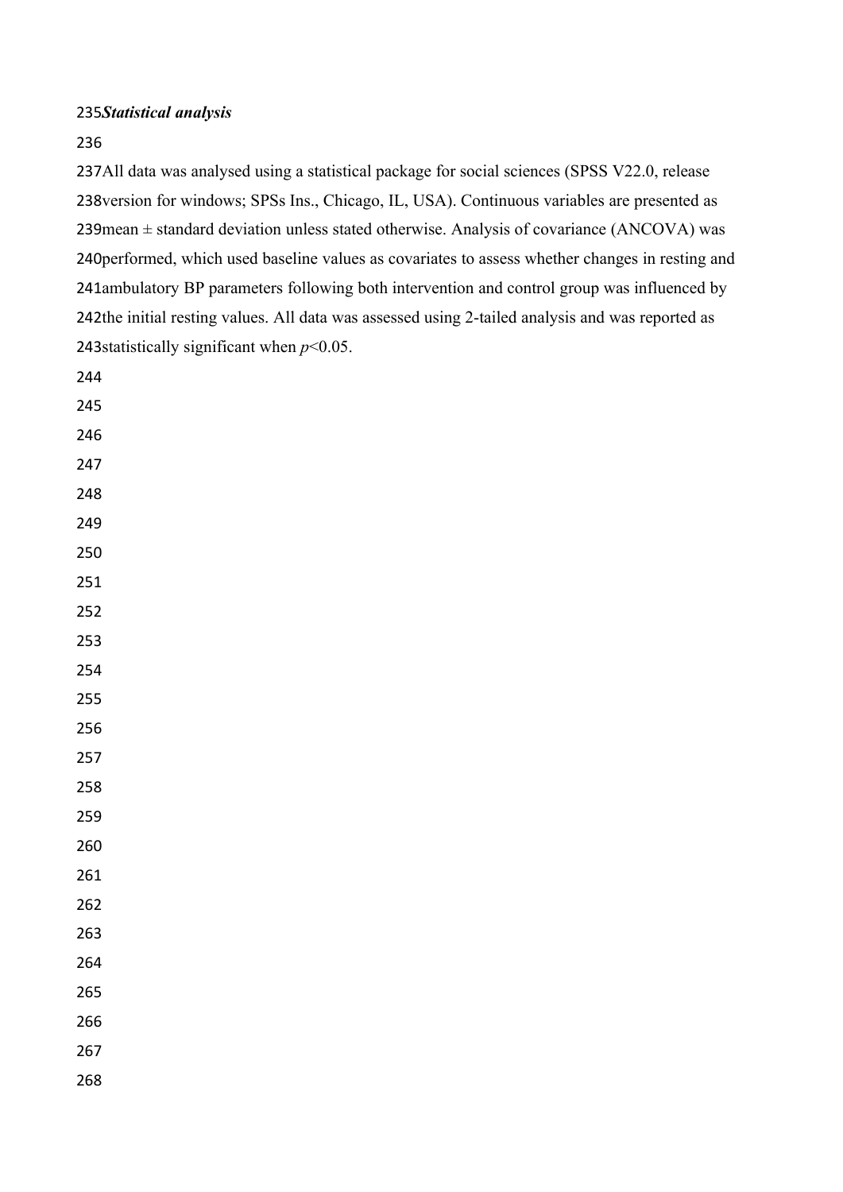***Statistical analysis***

All data was analysed using a statistical package for social sciences (SPSS V22.0, release version for windows; SPSs Ins., Chicago, IL, USA). Continuous variables are presented as mean ± standard deviation unless stated otherwise. Analysis of covariance (ANCOVA) was performed, which used baseline values as covariates to assess whether changes in resting and ambulatory BP parameters following both intervention and control group was influenced by the initial resting values. All data was assessed using 2-tailed analysis and was reported as statistically significant when $p<0.05$.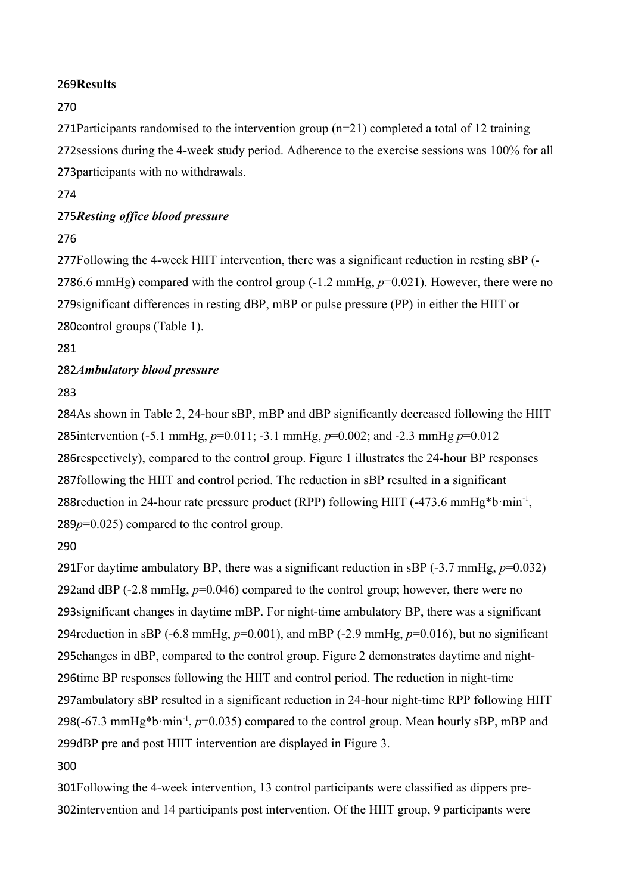## Results

Participants randomised to the intervention group (n=21) completed a total of 12 training sessions during the 4-week study period. Adherence to the exercise sessions was 100% for all participants with no withdrawals.

### *Resting office blood pressure*

Following the 4-week HIIT intervention, there was a significant reduction in resting sBP (-6.6 mmHg) compared with the control group (-1.2 mmHg, $p$=0.021). However, there were no significant differences in resting dBP, mBP or pulse pressure (PP) in either the HIIT or control groups (Table 1).

### *Ambulatory blood pressure*

As shown in Table 2, 24-hour sBP, mBP and dBP significantly decreased following the HIIT intervention (-5.1 mmHg, $p$=0.011; -3.1 mmHg, $p$=0.002; and -2.3 mmHg $p$=0.012 respectively), compared to the control group. Figure 1 illustrates the 24-hour BP responses following the HIIT and control period. The reduction in sBP resulted in a significant reduction in 24-hour rate pressure product (RPP) following HIIT (-473.6 mmHg*b·min$^{-1}$, $p$=0.025) compared to the control group.

For daytime ambulatory BP, there was a significant reduction in sBP (-3.7 mmHg, $p$=0.032) and dBP (-2.8 mmHg, $p$=0.046) compared to the control group; however, there were no significant changes in daytime mBP. For night-time ambulatory BP, there was a significant reduction in sBP (-6.8 mmHg, $p$=0.001), and mBP (-2.9 mmHg, $p$=0.016), but no significant changes in dBP, compared to the control group. Figure 2 demonstrates daytime and night-time BP responses following the HIIT and control period. The reduction in night-time ambulatory sBP resulted in a significant reduction in 24-hour night-time RPP following HIIT (-67.3 mmHg*b·min$^{-1}$, $p$=0.035) compared to the control group. Mean hourly sBP, mBP and dBP pre and post HIIT intervention are displayed in Figure 3.

Following the 4-week intervention, 13 control participants were classified as dippers pre-intervention and 14 participants post intervention. Of the HIIT group, 9 participants were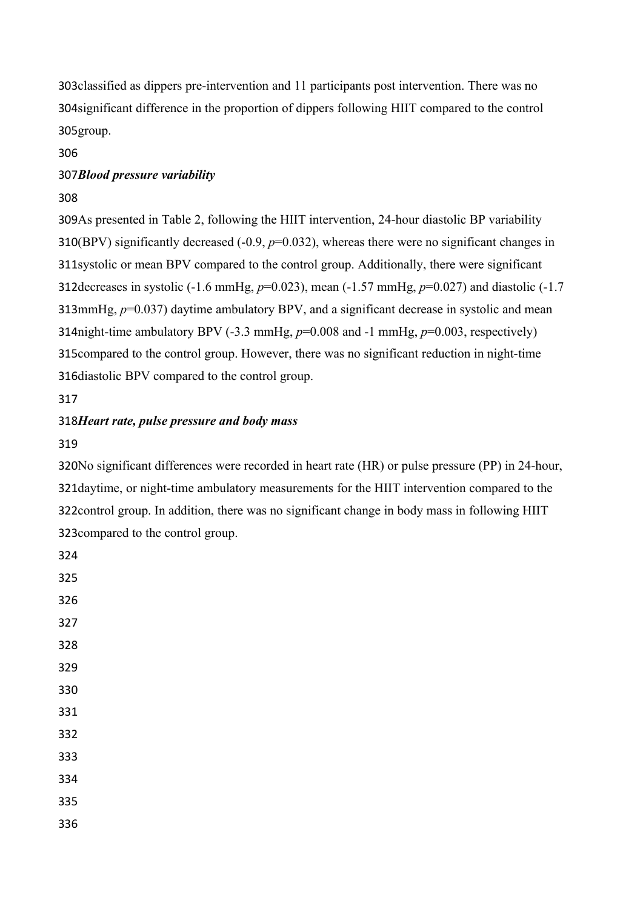classified as dippers pre-intervention and 11 participants post intervention. There was no significant difference in the proportion of dippers following HIIT compared to the control group.

***Blood pressure variability***

As presented in Table 2, following the HIIT intervention, 24-hour diastolic BP variability (BPV) significantly decreased (-0.9, *p*=0.032), whereas there were no significant changes in systolic or mean BPV compared to the control group. Additionally, there were significant decreases in systolic (-1.6 mmHg, *p*=0.023), mean (-1.57 mmHg, *p*=0.027) and diastolic (-1.7 mmHg, *p*=0.037) daytime ambulatory BPV, and a significant decrease in systolic and mean night-time ambulatory BPV (-3.3 mmHg, *p*=0.008 and -1 mmHg, *p*=0.003, respectively) compared to the control group. However, there was no significant reduction in night-time diastolic BPV compared to the control group.

***Heart rate, pulse pressure and body mass***

No significant differences were recorded in heart rate (HR) or pulse pressure (PP) in 24-hour, daytime, or night-time ambulatory measurements for the HIIT intervention compared to the control group. In addition, there was no significant change in body mass in following HIIT compared to the control group.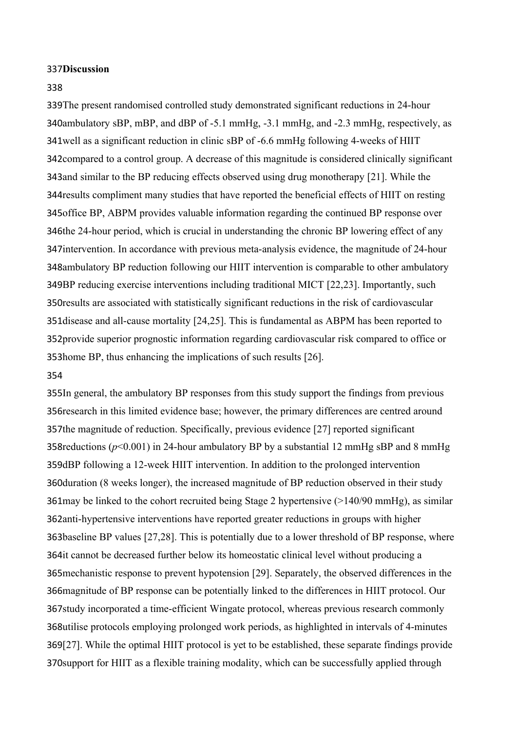## Discussion

The present randomised controlled study demonstrated significant reductions in 24-hour ambulatory sBP, mBP, and dBP of -5.1 mmHg, -3.1 mmHg, and -2.3 mmHg, respectively, as well as a significant reduction in clinic sBP of -6.6 mmHg following 4-weeks of HIIT compared to a control group. A decrease of this magnitude is considered clinically significant and similar to the BP reducing effects observed using drug monotherapy [21]. While the results compliment many studies that have reported the beneficial effects of HIIT on resting office BP, ABPM provides valuable information regarding the continued BP response over the 24-hour period, which is crucial in understanding the chronic BP lowering effect of any intervention. In accordance with previous meta-analysis evidence, the magnitude of 24-hour ambulatory BP reduction following our HIIT intervention is comparable to other ambulatory BP reducing exercise interventions including traditional MICT [22,23]. Importantly, such results are associated with statistically significant reductions in the risk of cardiovascular disease and all-cause mortality [24,25]. This is fundamental as ABPM has been reported to provide superior prognostic information regarding cardiovascular risk compared to office or home BP, thus enhancing the implications of such results [26].

In general, the ambulatory BP responses from this study support the findings from previous research in this limited evidence base; however, the primary differences are centred around the magnitude of reduction. Specifically, previous evidence [27] reported significant reductions ($p<0.001$) in 24-hour ambulatory BP by a substantial 12 mmHg sBP and 8 mmHg dBP following a 12-week HIIT intervention. In addition to the prolonged intervention duration (8 weeks longer), the increased magnitude of BP reduction observed in their study may be linked to the cohort recruited being Stage 2 hypertensive (>140/90 mmHg), as similar anti-hypertensive interventions have reported greater reductions in groups with higher baseline BP values [27,28]. This is potentially due to a lower threshold of BP response, where it cannot be decreased further below its homeostatic clinical level without producing a mechanistic response to prevent hypotension [29]. Separately, the observed differences in the magnitude of BP response can be potentially linked to the differences in HIIT protocol. Our study incorporated a time-efficient Wingate protocol, whereas previous research commonly utilise protocols employing prolonged work periods, as highlighted in intervals of 4-minutes [27]. While the optimal HIIT protocol is yet to be established, these separate findings provide support for HIIT as a flexible training modality, which can be successfully applied through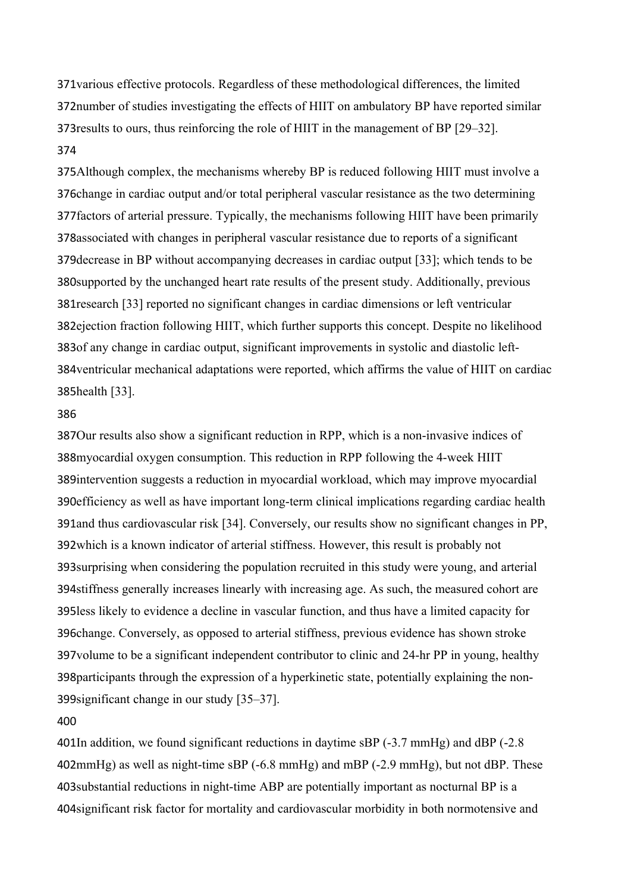various effective protocols. Regardless of these methodological differences, the limited number of studies investigating the effects of HIIT on ambulatory BP have reported similar results to ours, thus reinforcing the role of HIIT in the management of BP [29–32].

Although complex, the mechanisms whereby BP is reduced following HIIT must involve a change in cardiac output and/or total peripheral vascular resistance as the two determining factors of arterial pressure. Typically, the mechanisms following HIIT have been primarily associated with changes in peripheral vascular resistance due to reports of a significant decrease in BP without accompanying decreases in cardiac output [33]; which tends to be supported by the unchanged heart rate results of the present study. Additionally, previous research [33] reported no significant changes in cardiac dimensions or left ventricular ejection fraction following HIIT, which further supports this concept. Despite no likelihood of any change in cardiac output, significant improvements in systolic and diastolic left-ventricular mechanical adaptations were reported, which affirms the value of HIIT on cardiac health [33].

Our results also show a significant reduction in RPP, which is a non-invasive indices of myocardial oxygen consumption. This reduction in RPP following the 4-week HIIT intervention suggests a reduction in myocardial workload, which may improve myocardial efficiency as well as have important long-term clinical implications regarding cardiac health and thus cardiovascular risk [34]. Conversely, our results show no significant changes in PP, which is a known indicator of arterial stiffness. However, this result is probably not surprising when considering the population recruited in this study were young, and arterial stiffness generally increases linearly with increasing age. As such, the measured cohort are less likely to evidence a decline in vascular function, and thus have a limited capacity for change. Conversely, as opposed to arterial stiffness, previous evidence has shown stroke volume to be a significant independent contributor to clinic and 24-hr PP in young, healthy participants through the expression of a hyperkinetic state, potentially explaining the non-significant change in our study [35–37].

In addition, we found significant reductions in daytime sBP (-3.7 mmHg) and dBP (-2.8 mmHg) as well as night-time sBP (-6.8 mmHg) and mBP (-2.9 mmHg), but not dBP. These substantial reductions in night-time ABP are potentially important as nocturnal BP is a significant risk factor for mortality and cardiovascular morbidity in both normotensive and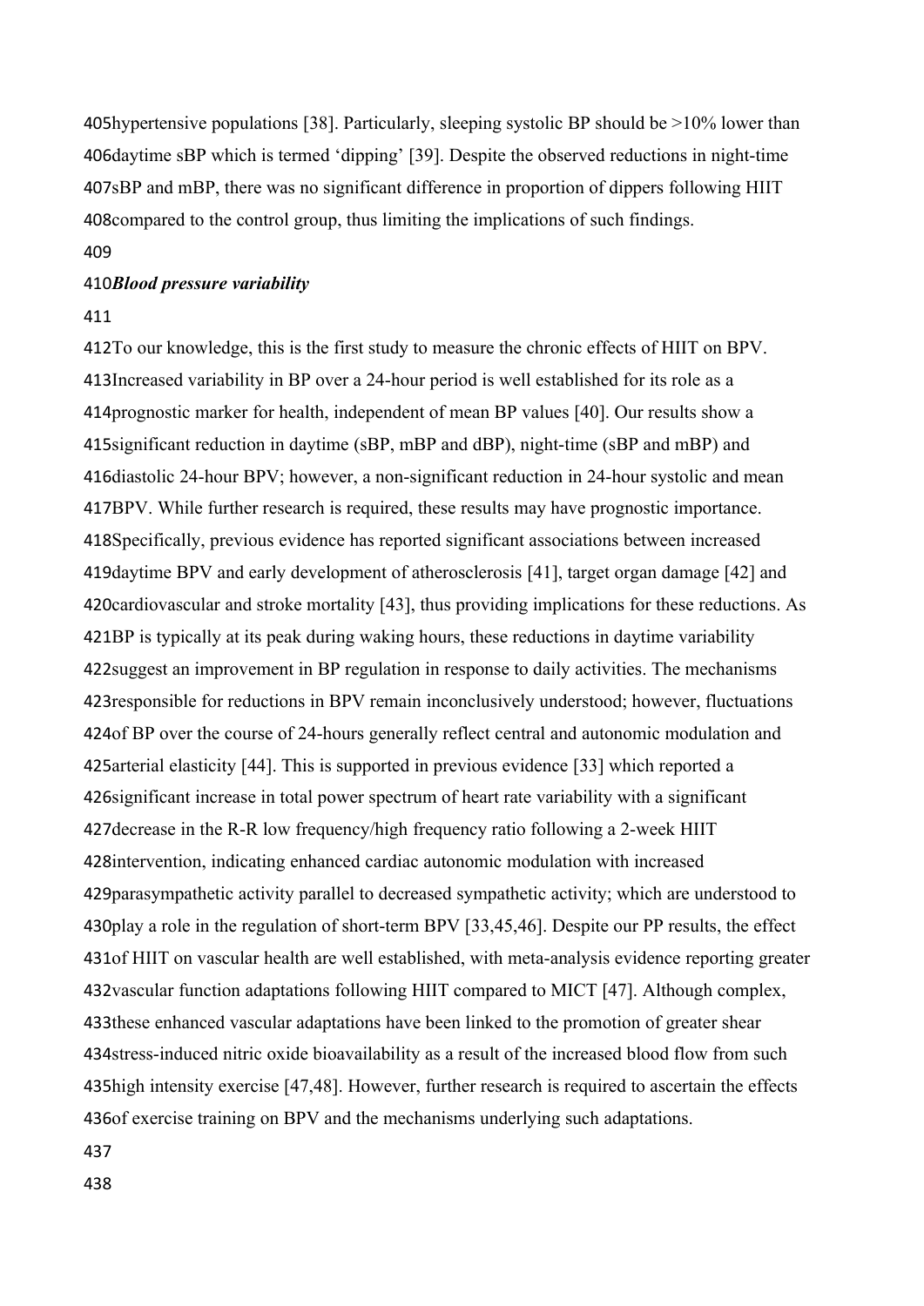hypertensive populations [38]. Particularly, sleeping systolic BP should be >10% lower than daytime sBP which is termed 'dipping' [39]. Despite the observed reductions in night-time sBP and mBP, there was no significant difference in proportion of dippers following HIIT compared to the control group, thus limiting the implications of such findings.

### *Blood pressure variability*

To our knowledge, this is the first study to measure the chronic effects of HIIT on BPV. Increased variability in BP over a 24-hour period is well established for its role as a prognostic marker for health, independent of mean BP values [40]. Our results show a significant reduction in daytime (sBP, mBP and dBP), night-time (sBP and mBP) and diastolic 24-hour BPV; however, a non-significant reduction in 24-hour systolic and mean BPV. While further research is required, these results may have prognostic importance. Specifically, previous evidence has reported significant associations between increased daytime BPV and early development of atherosclerosis [41], target organ damage [42] and cardiovascular and stroke mortality [43], thus providing implications for these reductions. As BP is typically at its peak during waking hours, these reductions in daytime variability suggest an improvement in BP regulation in response to daily activities. The mechanisms responsible for reductions in BPV remain inconclusively understood; however, fluctuations of BP over the course of 24-hours generally reflect central and autonomic modulation and arterial elasticity [44]. This is supported in previous evidence [33] which reported a significant increase in total power spectrum of heart rate variability with a significant decrease in the R-R low frequency/high frequency ratio following a 2-week HIIT intervention, indicating enhanced cardiac autonomic modulation with increased parasympathetic activity parallel to decreased sympathetic activity; which are understood to play a role in the regulation of short-term BPV [33,45,46]. Despite our PP results, the effect of HIIT on vascular health are well established, with meta-analysis evidence reporting greater vascular function adaptations following HIIT compared to MICT [47]. Although complex, these enhanced vascular adaptations have been linked to the promotion of greater shear stress-induced nitric oxide bioavailability as a result of the increased blood flow from such high intensity exercise [47,48]. However, further research is required to ascertain the effects of exercise training on BPV and the mechanisms underlying such adaptations.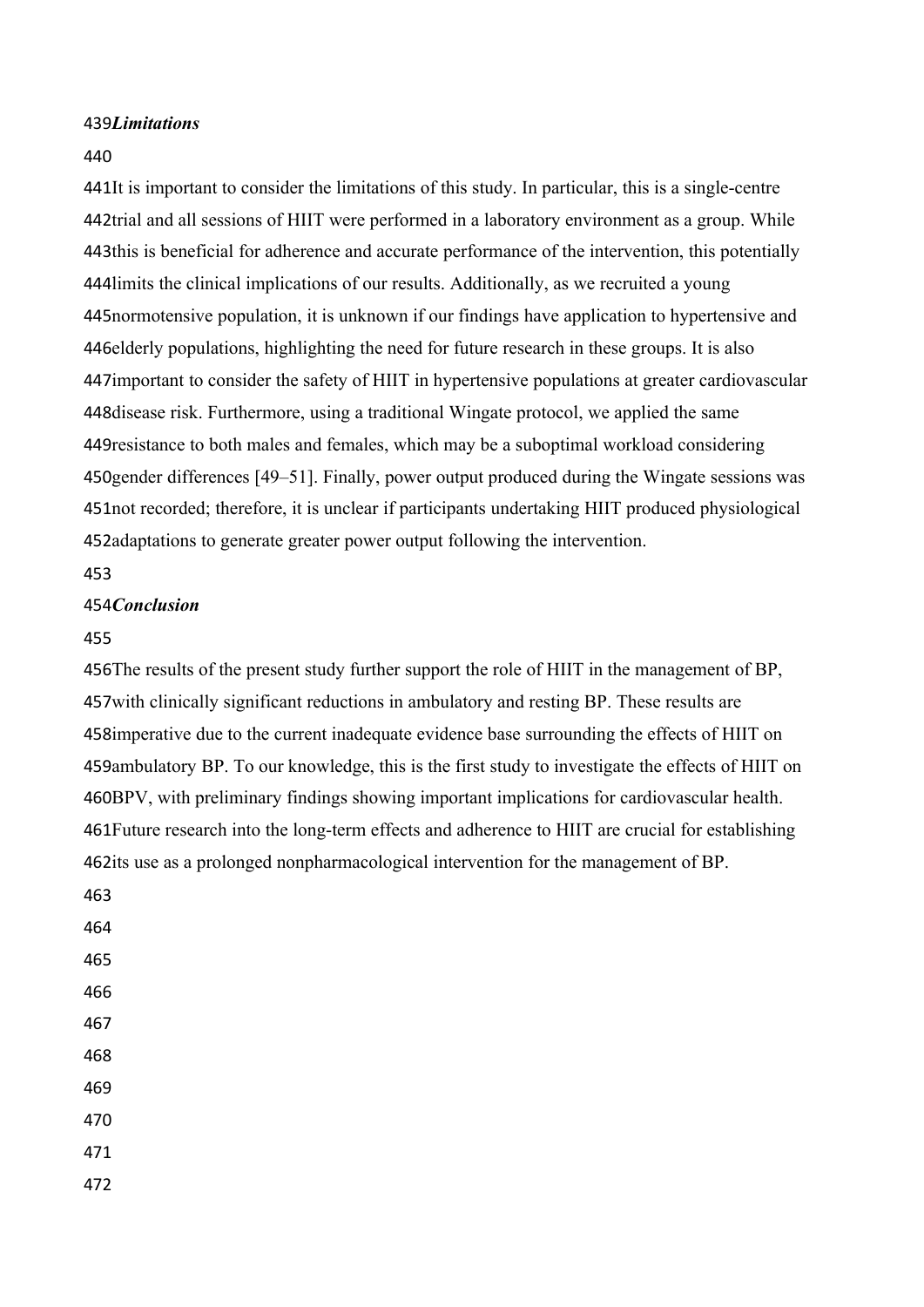### *Limitations*

It is important to consider the limitations of this study. In particular, this is a single-centre trial and all sessions of HIIT were performed in a laboratory environment as a group. While this is beneficial for adherence and accurate performance of the intervention, this potentially limits the clinical implications of our results. Additionally, as we recruited a young normotensive population, it is unknown if our findings have application to hypertensive and elderly populations, highlighting the need for future research in these groups. It is also important to consider the safety of HIIT in hypertensive populations at greater cardiovascular disease risk. Furthermore, using a traditional Wingate protocol, we applied the same resistance to both males and females, which may be a suboptimal workload considering gender differences [49–51]. Finally, power output produced during the Wingate sessions was not recorded; therefore, it is unclear if participants undertaking HIIT produced physiological adaptations to generate greater power output following the intervention.

### *Conclusion*

The results of the present study further support the role of HIIT in the management of BP, with clinically significant reductions in ambulatory and resting BP. These results are imperative due to the current inadequate evidence base surrounding the effects of HIIT on ambulatory BP. To our knowledge, this is the first study to investigate the effects of HIIT on BPV, with preliminary findings showing important implications for cardiovascular health. Future research into the long-term effects and adherence to HIIT are crucial for establishing its use as a prolonged nonpharmacological intervention for the management of BP.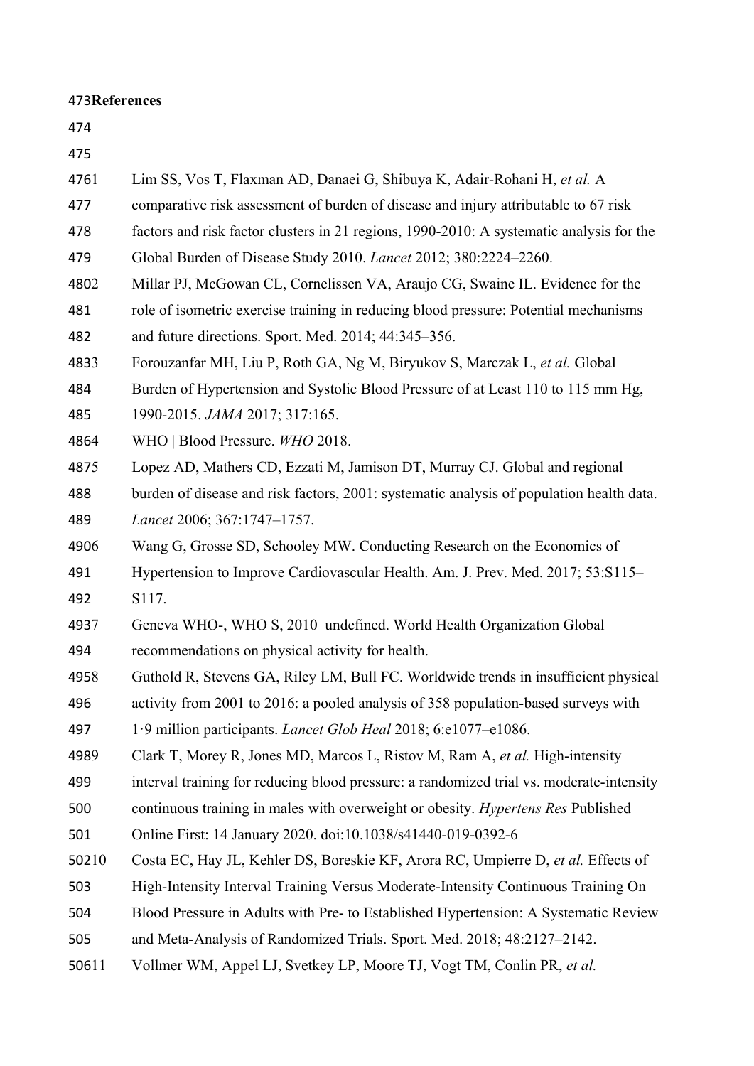# References

1. Lim SS, Vos T, Flaxman AD, Danaei G, Shibuya K, Adair-Rohani H, *et al.* A comparative risk assessment of burden of disease and injury attributable to 67 risk factors and risk factor clusters in 21 regions, 1990-2010: A systematic analysis for the Global Burden of Disease Study 2010. *Lancet* 2012; 380:2224–2260.
2. Millar PJ, McGowan CL, Cornelissen VA, Araujo CG, Swaine IL. Evidence for the role of isometric exercise training in reducing blood pressure: Potential mechanisms and future directions. Sport. Med. 2014; 44:345–356.
3. Forouzanfar MH, Liu P, Roth GA, Ng M, Biryukov S, Marczak L, *et al.* Global Burden of Hypertension and Systolic Blood Pressure of at Least 110 to 115 mm Hg, 1990-2015. *JAMA* 2017; 317:165.
4. WHO | Blood Pressure. *WHO* 2018.
5. Lopez AD, Mathers CD, Ezzati M, Jamison DT, Murray CJ. Global and regional burden of disease and risk factors, 2001: systematic analysis of population health data. *Lancet* 2006; 367:1747–1757.
6. Wang G, Grosse SD, Schooley MW. Conducting Research on the Economics of Hypertension to Improve Cardiovascular Health. Am. J. Prev. Med. 2017; 53:S115–S117.
7. Geneva WHO-, WHO S, 2010 undefined. World Health Organization Global recommendations on physical activity for health.
8. Guthold R, Stevens GA, Riley LM, Bull FC. Worldwide trends in insufficient physical activity from 2001 to 2016: a pooled analysis of 358 population-based surveys with 1·9 million participants. *Lancet Glob Heal* 2018; 6:e1077–e1086.
9. Clark T, Morey R, Jones MD, Marcos L, Ristov M, Ram A, *et al.* High-intensity interval training for reducing blood pressure: a randomized trial vs. moderate-intensity continuous training in males with overweight or obesity. *Hypertens Res* Published Online First: 14 January 2020. doi:10.1038/s41440-019-0392-6
10. Costa EC, Hay JL, Kehler DS, Boreskie KF, Arora RC, Umpierre D, *et al.* Effects of High-Intensity Interval Training Versus Moderate-Intensity Continuous Training On Blood Pressure in Adults with Pre- to Established Hypertension: A Systematic Review and Meta-Analysis of Randomized Trials. Sport. Med. 2018; 48:2127–2142.
11. Vollmer WM, Appel LJ, Svetkey LP, Moore TJ, Vogt TM, Conlin PR, *et al.*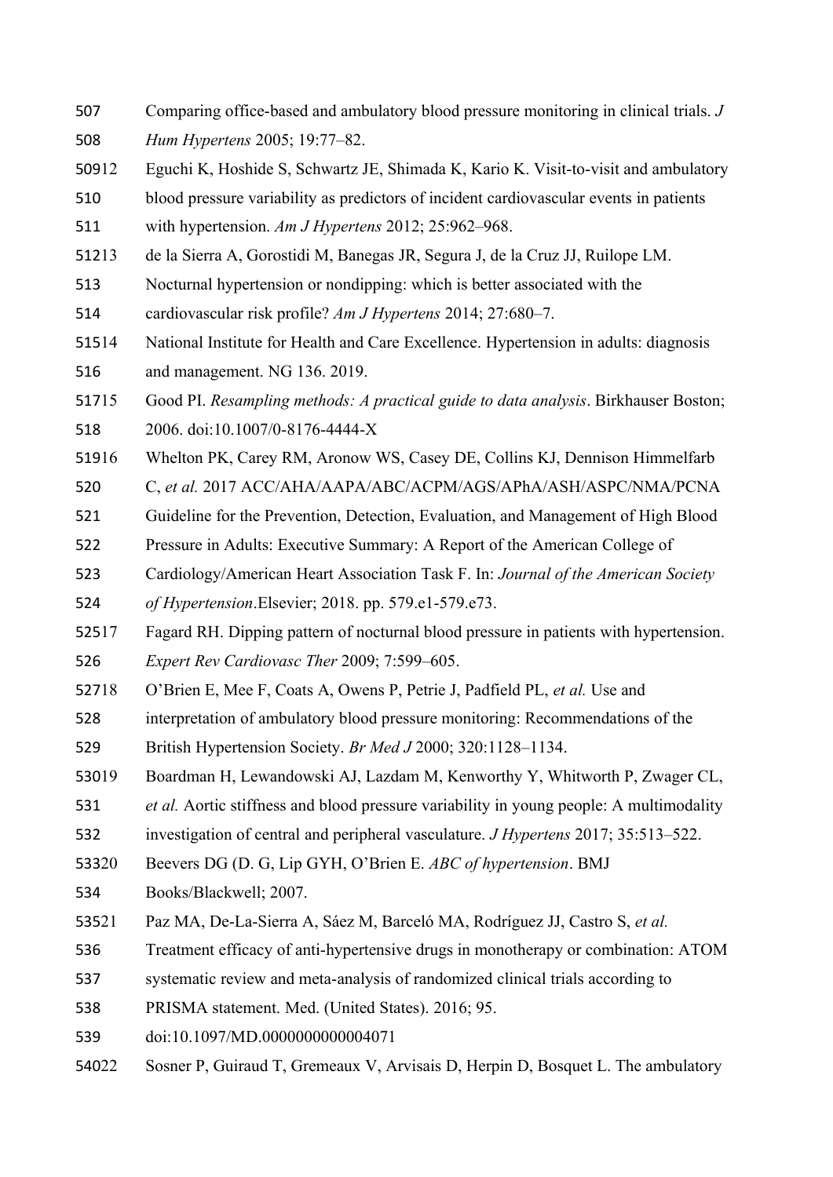Comparing office-based and ambulatory blood pressure monitoring in clinical trials. *J Hum Hypertens* 2005; 19:77–82.

12 Eguchi K, Hoshide S, Schwartz JE, Shimada K, Kario K. Visit-to-visit and ambulatory blood pressure variability as predictors of incident cardiovascular events in patients with hypertension. *Am J Hypertens* 2012; 25:962–968.

13 de la Sierra A, Gorostidi M, Banegas JR, Segura J, de la Cruz JJ, Ruilope LM. Nocturnal hypertension or nondipping: which is better associated with the cardiovascular risk profile? *Am J Hypertens* 2014; 27:680–7.

14 National Institute for Health and Care Excellence. Hypertension in adults: diagnosis and management. NG 136. 2019.

15 Good PI. *Resampling methods: A practical guide to data analysis*. Birkhauser Boston; 2006. doi:10.1007/0-8176-4444-X

16 Whelton PK, Carey RM, Aronow WS, Casey DE, Collins KJ, Dennison Himmelfarb C, *et al.* 2017 ACC/AHA/AAPA/ABC/ACPM/AGS/APhA/ASH/ASPC/NMA/PCNA Guideline for the Prevention, Detection, Evaluation, and Management of High Blood Pressure in Adults: Executive Summary: A Report of the American College of Cardiology/American Heart Association Task F. In: *Journal of the American Society of Hypertension*.Elsevier; 2018. pp. 579.e1-579.e73.

17 Fagard RH. Dipping pattern of nocturnal blood pressure in patients with hypertension. *Expert Rev Cardiovasc Ther* 2009; 7:599–605.

18 O'Brien E, Mee F, Coats A, Owens P, Petrie J, Padfield PL, *et al.* Use and interpretation of ambulatory blood pressure monitoring: Recommendations of the British Hypertension Society. *Br Med J* 2000; 320:1128–1134.

19 Boardman H, Lewandowski AJ, Lazdam M, Kenworthy Y, Whitworth P, Zwager CL, *et al.* Aortic stiffness and blood pressure variability in young people: A multimodality investigation of central and peripheral vasculature. *J Hypertens* 2017; 35:513–522.

20 Beevers DG (D. G, Lip GYH, O'Brien E. *ABC of hypertension*. BMJ Books/Blackwell; 2007.

21 Paz MA, De-La-Sierra A, Sáez M, Barceló MA, Rodríguez JJ, Castro S, *et al.* Treatment efficacy of anti-hypertensive drugs in monotherapy or combination: ATOM systematic review and meta-analysis of randomized clinical trials according to PRISMA statement. Med. (United States). 2016; 95. doi:10.1097/MD.0000000000004071

22 Sosner P, Guiraud T, Gremeaux V, Arvisais D, Herpin D, Bosquet L. The ambulatory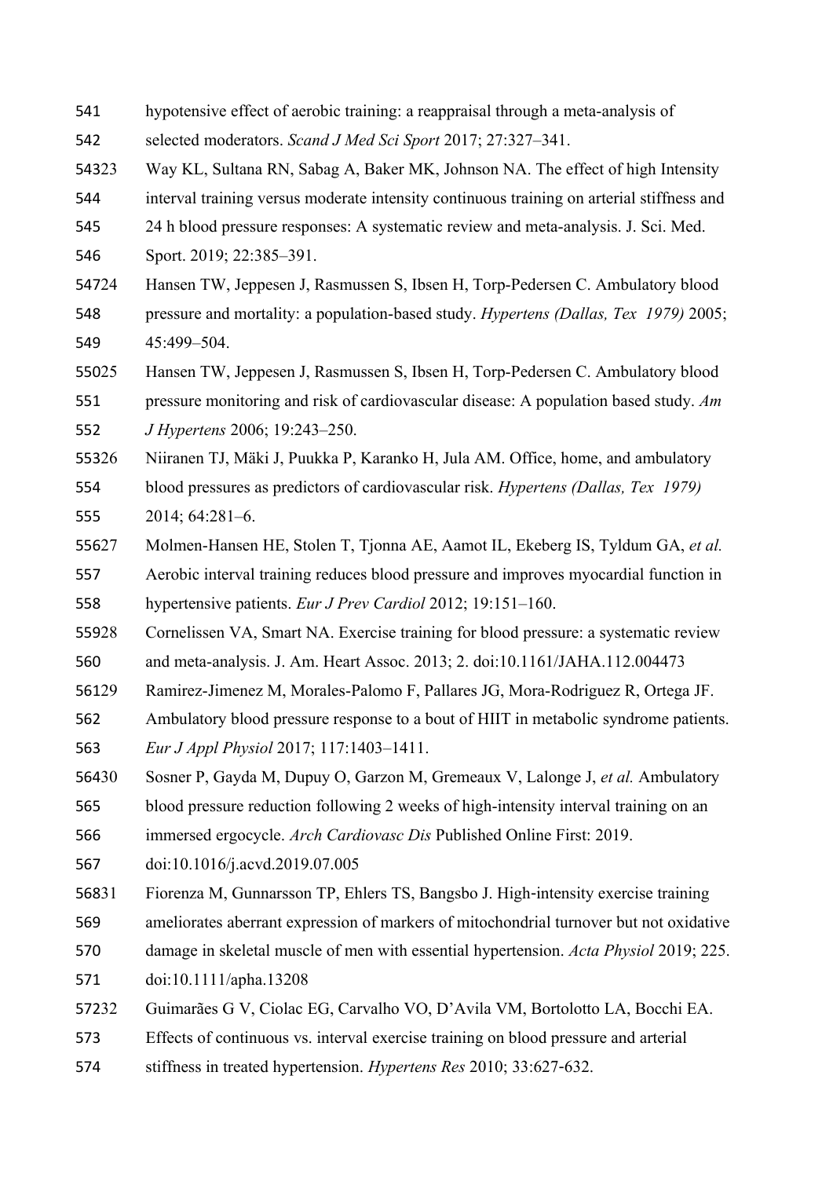hypotensive effect of aerobic training: a reappraisal through a meta-analysis of selected moderators. *Scand J Med Sci Sport* 2017; 27:327–341.

23 Way KL, Sultana RN, Sabag A, Baker MK, Johnson NA. The effect of high Intensity interval training versus moderate intensity continuous training on arterial stiffness and 24 h blood pressure responses: A systematic review and meta-analysis. J. Sci. Med. Sport. 2019; 22:385–391.

24 Hansen TW, Jeppesen J, Rasmussen S, Ibsen H, Torp-Pedersen C. Ambulatory blood pressure and mortality: a population-based study. *Hypertens (Dallas, Tex 1979)* 2005; 45:499–504.

25 Hansen TW, Jeppesen J, Rasmussen S, Ibsen H, Torp-Pedersen C. Ambulatory blood pressure monitoring and risk of cardiovascular disease: A population based study. *Am J Hypertens* 2006; 19:243–250.

26 Niiranen TJ, Mäki J, Puukka P, Karanko H, Jula AM. Office, home, and ambulatory blood pressures as predictors of cardiovascular risk. *Hypertens (Dallas, Tex 1979)* 2014; 64:281–6.

27 Molmen-Hansen HE, Stolen T, Tjonna AE, Aamot IL, Ekeberg IS, Tyldum GA, *et al.* Aerobic interval training reduces blood pressure and improves myocardial function in hypertensive patients. *Eur J Prev Cardiol* 2012; 19:151–160.

28 Cornelissen VA, Smart NA. Exercise training for blood pressure: a systematic review and meta-analysis. J. Am. Heart Assoc. 2013; 2. doi:10.1161/JAHA.112.004473

29 Ramirez-Jimenez M, Morales-Palomo F, Pallares JG, Mora-Rodriguez R, Ortega JF. Ambulatory blood pressure response to a bout of HIIT in metabolic syndrome patients. *Eur J Appl Physiol* 2017; 117:1403–1411.

30 Sosner P, Gayda M, Dupuy O, Garzon M, Gremeaux V, Lalonge J, *et al.* Ambulatory blood pressure reduction following 2 weeks of high-intensity interval training on an immersed ergocycle. *Arch Cardiovasc Dis* Published Online First: 2019. doi:10.1016/j.acvd.2019.07.005

31 Fiorenza M, Gunnarsson TP, Ehlers TS, Bangsbo J. High-intensity exercise training ameliorates aberrant expression of markers of mitochondrial turnover but not oxidative damage in skeletal muscle of men with essential hypertension. *Acta Physiol* 2019; 225. doi:10.1111/apha.13208

32 Guimarães G V, Ciolac EG, Carvalho VO, D'Avila VM, Bortolotto LA, Bocchi EA. Effects of continuous vs. interval exercise training on blood pressure and arterial stiffness in treated hypertension. *Hypertens Res* 2010; 33:627-632.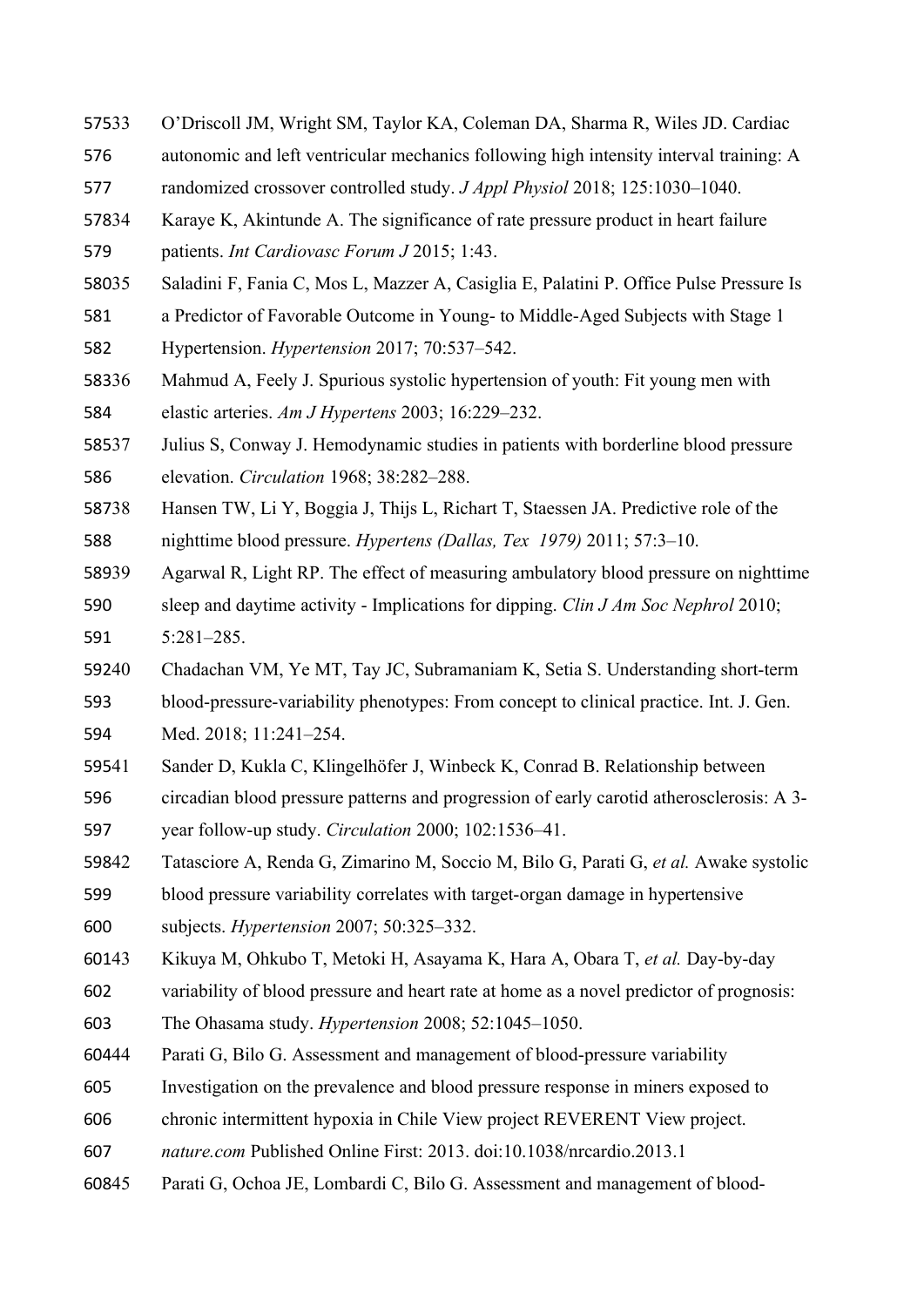33 O'Driscoll JM, Wright SM, Taylor KA, Coleman DA, Sharma R, Wiles JD. Cardiac autonomic and left ventricular mechanics following high intensity interval training: A randomized crossover controlled study. *J Appl Physiol* 2018; 125:1030–1040.

34 Karaye K, Akintunde A. The significance of rate pressure product in heart failure patients. *Int Cardiovasc Forum J* 2015; 1:43.

35 Saladini F, Fania C, Mos L, Mazzer A, Casiglia E, Palatini P. Office Pulse Pressure Is a Predictor of Favorable Outcome in Young- to Middle-Aged Subjects with Stage 1 Hypertension. *Hypertension* 2017; 70:537–542.

36 Mahmud A, Feely J. Spurious systolic hypertension of youth: Fit young men with elastic arteries. *Am J Hypertens* 2003; 16:229–232.

37 Julius S, Conway J. Hemodynamic studies in patients with borderline blood pressure elevation. *Circulation* 1968; 38:282–288.

38 Hansen TW, Li Y, Boggia J, Thijs L, Richart T, Staessen JA. Predictive role of the nighttime blood pressure. *Hypertens (Dallas, Tex 1979)* 2011; 57:3–10.

39 Agarwal R, Light RP. The effect of measuring ambulatory blood pressure on nighttime sleep and daytime activity - Implications for dipping. *Clin J Am Soc Nephrol* 2010; 5:281–285.

40 Chadachan VM, Ye MT, Tay JC, Subramaniam K, Setia S. Understanding short-term blood-pressure-variability phenotypes: From concept to clinical practice. Int. J. Gen. Med. 2018; 11:241–254.

41 Sander D, Kukla C, Klingelhöfer J, Winbeck K, Conrad B. Relationship between circadian blood pressure patterns and progression of early carotid atherosclerosis: A 3-year follow-up study. *Circulation* 2000; 102:1536–41.

42 Tatasciore A, Renda G, Zimarino M, Soccio M, Bilo G, Parati G, *et al.* Awake systolic blood pressure variability correlates with target-organ damage in hypertensive subjects. *Hypertension* 2007; 50:325–332.

43 Kikuya M, Ohkubo T, Metoki H, Asayama K, Hara A, Obara T, *et al.* Day-by-day variability of blood pressure and heart rate at home as a novel predictor of prognosis: The Ohasama study. *Hypertension* 2008; 52:1045–1050.

44 Parati G, Bilo G. Assessment and management of blood-pressure variability Investigation on the prevalence and blood pressure response in miners exposed to chronic intermittent hypoxia in Chile View project REVERENT View project. *nature.com* Published Online First: 2013. doi:10.1038/nrcardio.2013.1

45 Parati G, Ochoa JE, Lombardi C, Bilo G. Assessment and management of blood-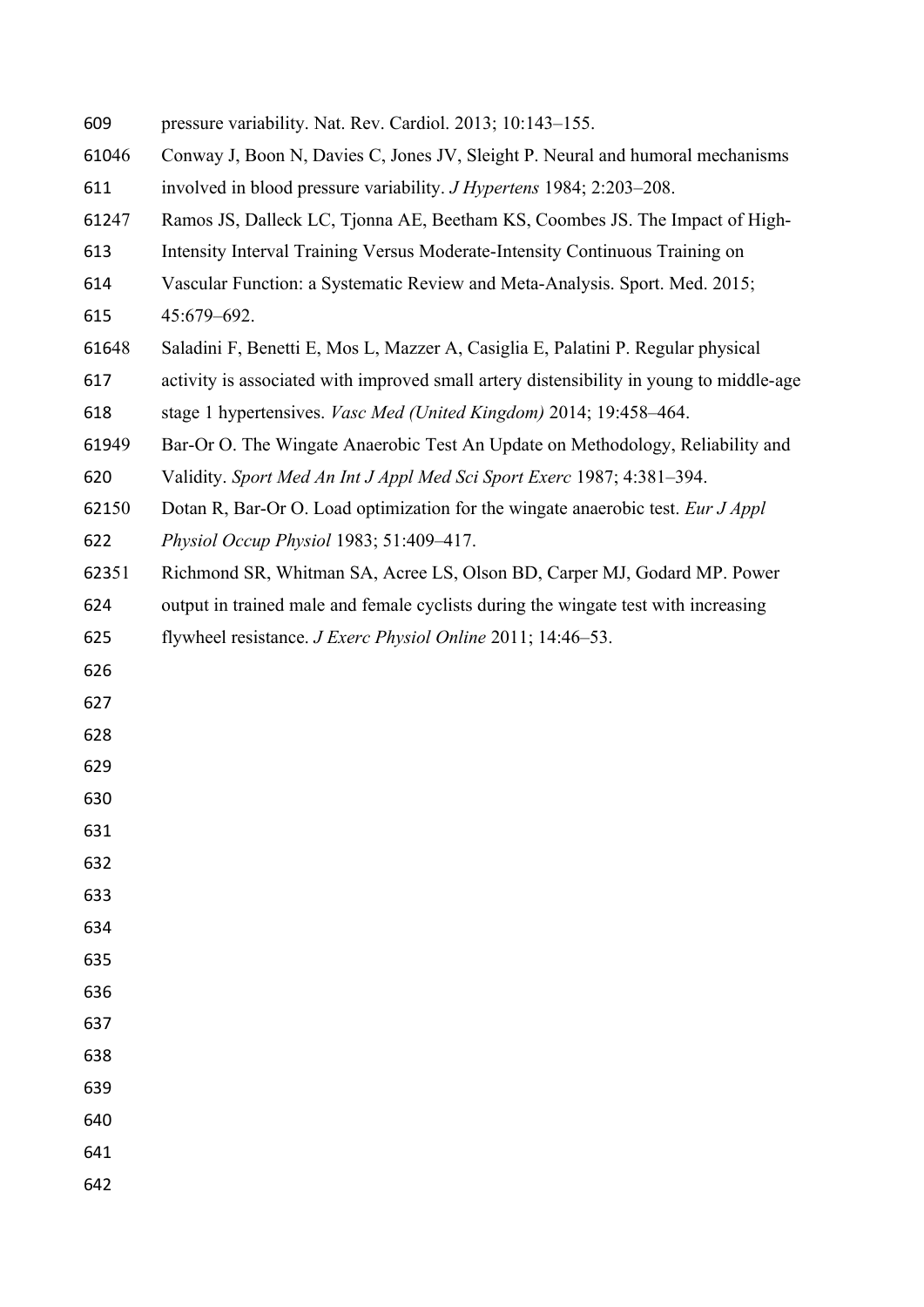pressure variability. Nat. Rev. Cardiol. 2013; 10:143–155.

46. Conway J, Boon N, Davies C, Jones JV, Sleight P. Neural and humoral mechanisms involved in blood pressure variability. *J Hypertens* 1984; 2:203–208.

47. Ramos JS, Dalleck LC, Tjonna AE, Beetham KS, Coombes JS. The Impact of High-Intensity Interval Training Versus Moderate-Intensity Continuous Training on Vascular Function: a Systematic Review and Meta-Analysis. Sport. Med. 2015; 45:679–692.

48. Saladini F, Benetti E, Mos L, Mazzer A, Casiglia E, Palatini P. Regular physical activity is associated with improved small artery distensibility in young to middle-age stage 1 hypertensives. *Vasc Med (United Kingdom)* 2014; 19:458–464.

49. Bar-Or O. The Wingate Anaerobic Test An Update on Methodology, Reliability and Validity. *Sport Med An Int J Appl Med Sci Sport Exerc* 1987; 4:381–394.

50. Dotan R, Bar-Or O. Load optimization for the wingate anaerobic test. *Eur J Appl Physiol Occup Physiol* 1983; 51:409–417.

51. Richmond SR, Whitman SA, Acree LS, Olson BD, Carper MJ, Godard MP. Power output in trained male and female cyclists during the wingate test with increasing flywheel resistance. *J Exerc Physiol Online* 2011; 14:46–53.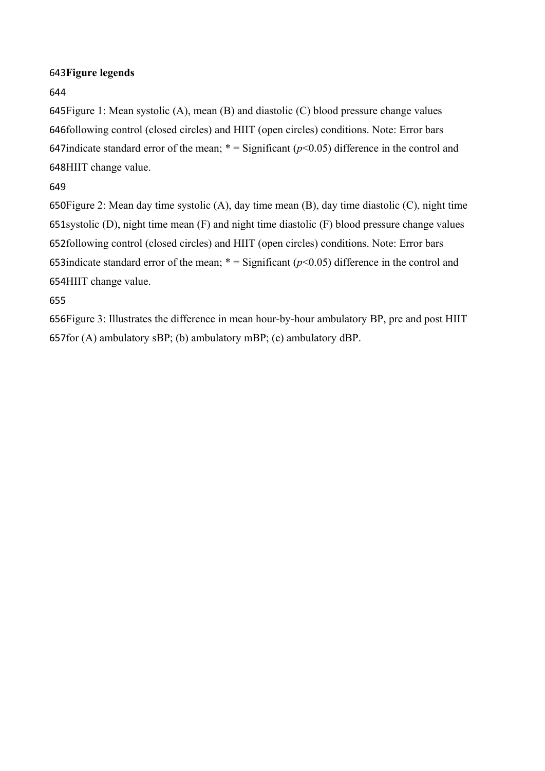**Figure legends**

Figure 1: Mean systolic (A), mean (B) and diastolic (C) blood pressure change values following control (closed circles) and HIIT (open circles) conditions. Note: Error bars indicate standard error of the mean; * = Significant (*p*<0.05) difference in the control and HIIT change value.

Figure 2: Mean day time systolic (A), day time mean (B), day time diastolic (C), night time systolic (D), night time mean (F) and night time diastolic (F) blood pressure change values following control (closed circles) and HIIT (open circles) conditions. Note: Error bars indicate standard error of the mean; * = Significant (*p*<0.05) difference in the control and HIIT change value.

Figure 3: Illustrates the difference in mean hour-by-hour ambulatory BP, pre and post HIIT for (A) ambulatory sBP; (b) ambulatory mBP; (c) ambulatory dBP.